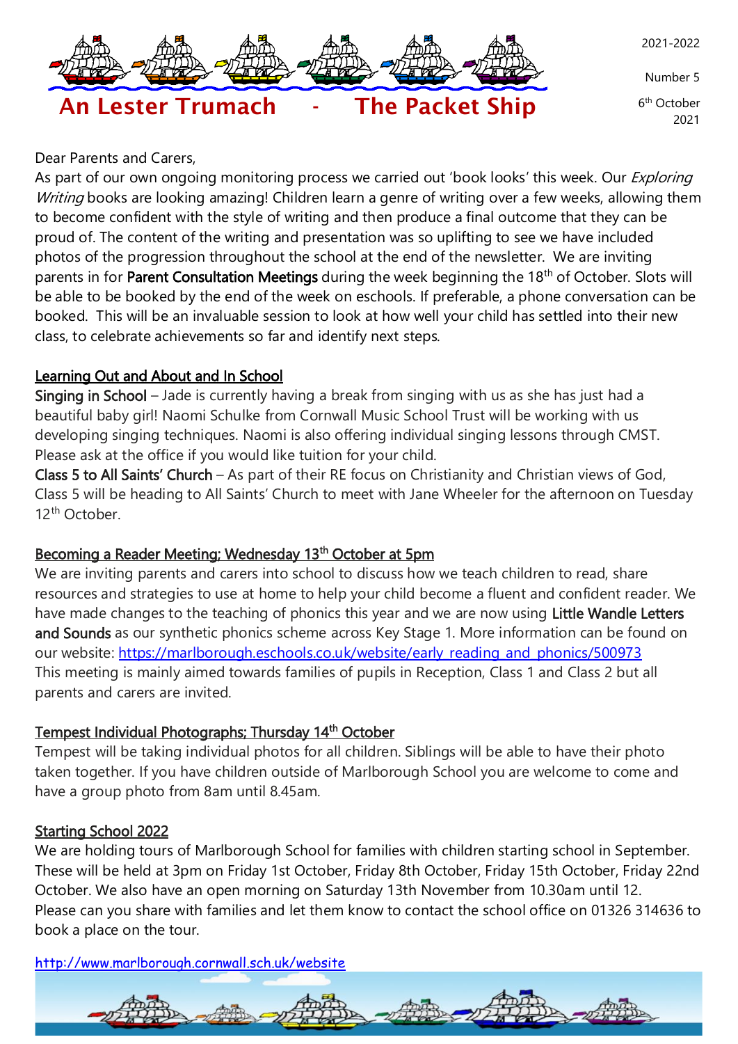# An Lester Trumach - The Packet Ship

2021-2022

Number 5

6th October 2021

Dear Parents and Carers,

As part of our own ongoing monitoring process we carried out 'book looks' this week. Our *Exploring Writing* books are looking amazing! Children learn a genre of writing over a few weeks, allowing them to become confident with the style of writing and then produce a final outcome that they can be proud of. The content of the writing and presentation was so uplifting to see we have included photos of the progression throughout the school at the end of the newsletter. We are inviting parents in for **Parent Consultation Meetings** during the week beginning the 18th of October. Slots will be able to be booked by the end of the week on eschools. If preferable, a phone conversation can be booked. This will be an invaluable session to look at how well your child has settled into their new class, to celebrate achievements so far and identify next steps.

## Learning Out and About and In School

**Singing in School** – Jade is currently having a break from singing with us as she has just had a beautiful baby girl! Naomi Schulke from Cornwall Music School Trust will be working with us developing singing techniques. Naomi is also offering individual singing lessons through CMST. Please ask at the office if you would like tuition for your child.

**Class 5 to All Saints' Church** – As part of their RE focus on Christianity and Christian views of God, Class 5 will be heading to All Saints' Church to meet with Jane Wheeler for the afternoon on Tuesday 12th October.

## Becoming a Reader Meeting; Wednesday 13th October at 5pm

We are inviting parents and carers into school to discuss how we teach children to read, share resources and strategies to use at home to help your child become a fluent and confident reader. We have made changes to the teaching of phonics this year and we are now using **Little Wandle Letters and Sounds** as our synthetic phonics scheme across Key Stage 1. More information can be found on our website: https://marlborough.eschools.co.uk/website/early_reading_and_phonics/500973

This meeting is mainly aimed towards families of pupils in Reception, Class 1 and Class 2 but all parents and carers are invited.

## Tempest Individual Photographs; Thursday 14th October

Tempest will be taking individual photos for all children. Siblings will be able to have their photo taken together. If you have children outside of Marlborough School you are welcome to come and have a group photo from 8am until 8.45am.

## Starting School 2022

We are holding tours of Marlborough School for families with children starting school in September. These will be held at 3pm on Friday 1st October, Friday 8th October, Friday 15th October, Friday 22nd October. We also have an open morning on Saturday 13th November from 10.30am until 12.

Please can you share with families and let them know to contact the school office on 01326 314636 to book a place on the tour.

http://www.marlborough.cornwall.sch.uk/website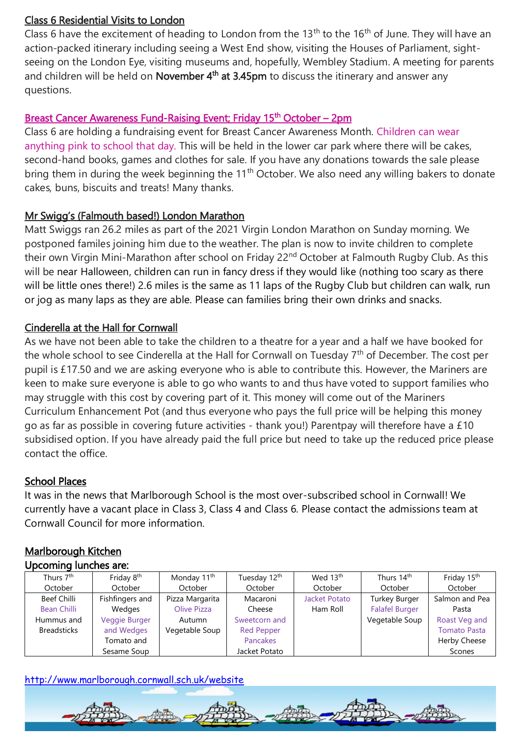## Class 6 Residential Visits to London

Class 6 have the excitement of heading to London from the 13th to the 16th of June. They will have an action-packed itinerary including seeing a West End show, visiting the Houses of Parliament, sight-seeing on the London Eye, visiting museums and, hopefully, Wembley Stadium. A meeting for parents and children will be held on **November 4th at 3.45pm** to discuss the itinerary and answer any questions.

## Breast Cancer Awareness Fund-Raising Event; Friday 15th October – 2pm

Class 6 are holding a fundraising event for Breast Cancer Awareness Month. Children can wear anything pink to school that day. This will be held in the lower car park where there will be cakes, second-hand books, games and clothes for sale. If you have any donations towards the sale please bring them in during the week beginning the 11th October. We also need any willing bakers to donate cakes, buns, biscuits and treats! Many thanks.

## Mr Swigg's (Falmouth based!) London Marathon

Matt Swiggs ran 26.2 miles as part of the 2021 Virgin London Marathon on Sunday morning. We postponed familes joining him due to the weather. The plan is now to invite children to complete their own Virgin Mini-Marathon after school on Friday 22nd October at Falmouth Rugby Club. As this will be near Halloween, children can run in fancy dress if they would like (nothing too scary as there will be little ones there!) 2.6 miles is the same as 11 laps of the Rugby Club but children can walk, run or jog as many laps as they are able. Please can families bring their own drinks and snacks.

## Cinderella at the Hall for Cornwall

As we have not been able to take the children to a theatre for a year and a half we have booked for the whole school to see Cinderella at the Hall for Cornwall on Tuesday 7th of December. The cost per pupil is £17.50 and we are asking everyone who is able to contribute this. However, the Mariners are keen to make sure everyone is able to go who wants to and thus have voted to support families who may struggle with this cost by covering part of it. This money will come out of the Mariners Curriculum Enhancement Pot (and thus everyone who pays the full price will be helping this money go as far as possible in covering future activities - thank you!) Parentpay will therefore have a £10 subsidised option. If you have already paid the full price but need to take up the reduced price please contact the office.

## School Places

It was in the news that Marlborough School is the most over-subscribed school in Cornwall! We currently have a vacant place in Class 3, Class 4 and Class 6. Please contact the admissions team at Cornwall Council for more information.

## Marlborough Kitchen

### Upcoming lunches are:

| Thurs 7th October | Friday 8th October | Monday 11th October | Tuesday 12th October | Wed 13th October | Thurs 14th October | Friday 15th October |
|---|---|---|---|---|---|---|
| Beef Chilli<br>Bean Chilli<br>Hummus and Breadsticks | Fishfingers and Wedges<br>Veggie Burger and Wedges<br>Tomato and Sesame Soup | Pizza Margarita<br>Olive Pizza<br>Autumn Vegetable Soup | Macaroni Cheese<br>Sweetcorn and Red Pepper Pancakes<br>Jacket Potato | Jacket Potato<br>Ham Roll | Turkey Burger<br>Falafel Burger<br>Vegetable Soup | Salmon and Pea Pasta<br>Roast Veg and Tomato Pasta<br>Herby Cheese Scones |

http://www.marlborough.cornwall.sch.uk/website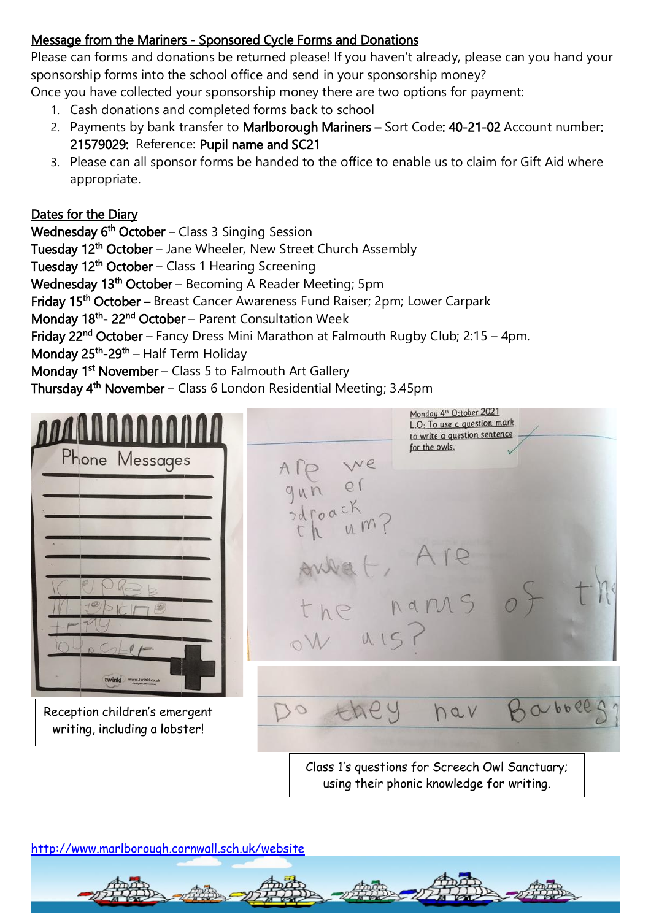## Message from the Mariners - Sponsored Cycle Forms and Donations

Please can forms and donations be returned please! If you haven't already, please can you hand your sponsorship forms into the school office and send in your sponsorship money?

Once you have collected your sponsorship money there are two options for payment:

1. Cash donations and completed forms back to school
2. Payments by bank transfer to **Marlborough Mariners** – Sort Code: **40-21-02** Account number: **21579029**: Reference: **Pupil name and SC21**
3. Please can all sponsor forms be handed to the office to enable us to claim for Gift Aid where appropriate.

## Dates for the Diary

**Wednesday 6th October** – Class 3 Singing Session
**Tuesday 12th October** – Jane Wheeler, New Street Church Assembly
**Tuesday 12th October** – Class 1 Hearing Screening
**Wednesday 13th October** – Becoming A Reader Meeting; 5pm
**Friday 15th October** – Breast Cancer Awareness Fund Raiser; 2pm; Lower Carpark
**Monday 18th- 22nd October** – Parent Consultation Week
**Friday 22nd October** – Fancy Dress Mini Marathon at Falmouth Rugby Club; 2:15 – 4pm.
**Monday 25th-29th** – Half Term Holiday
**Monday 1st November** – Class 5 to Falmouth Art Gallery
**Thursday 4th November** – Class 6 London Residential Meeting; 3.45pm

Reception children's emergent writing, including a lobster!

Class 1's questions for Screech Owl Sanctuary; using their phonic knowledge for writing.

http://www.marlborough.cornwall.sch.uk/website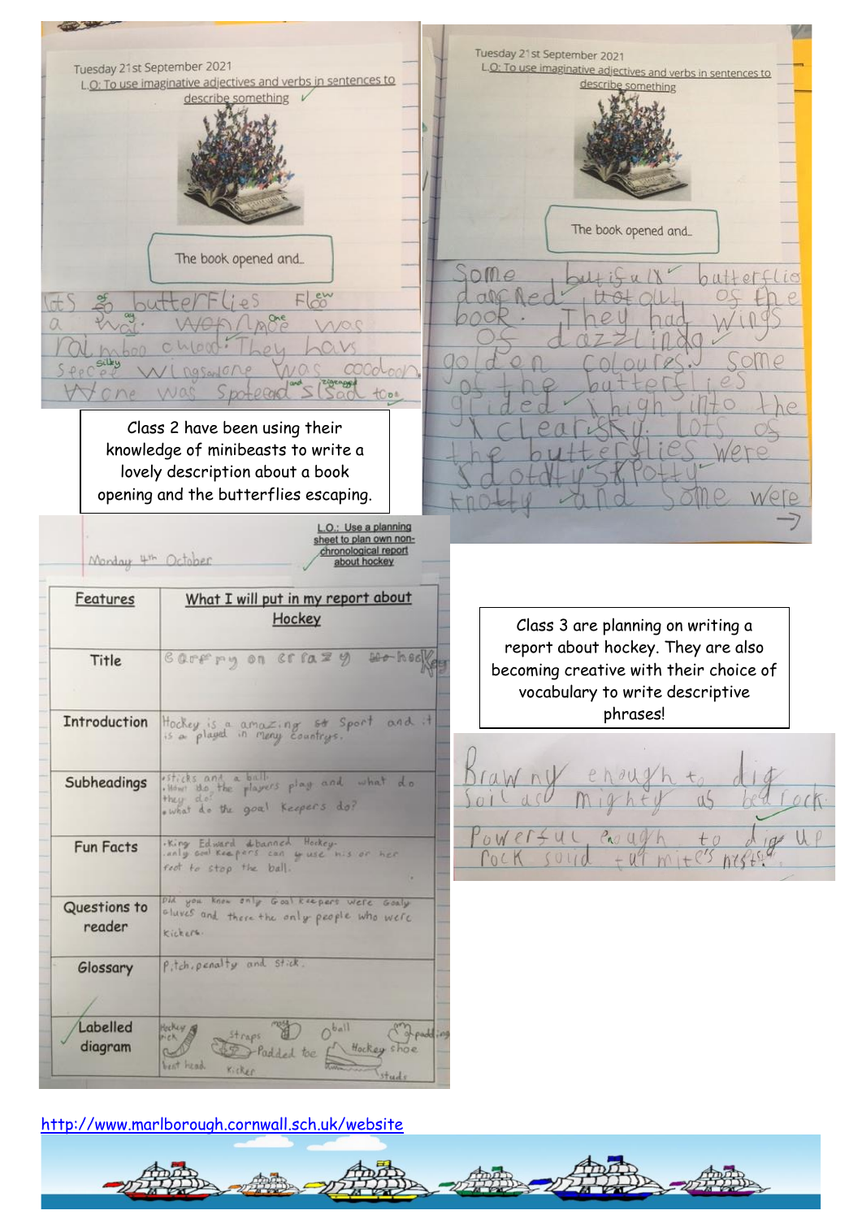Tuesday 21st September 2021

L.O: To use imaginative adjectives and verbs in sentences to describe something

The book opened and...

Tuesday 21st September 2021

L.O: To use imaginative adjectives and verbs in sentences to describe something

The book opened and...

Class 2 have been using their knowledge of minibeasts to write a lovely description about a book opening and the butterflies escaping.

L.O.: Use a planning sheet to plan own non-chronological report about hockey

Monday 4th October

| Features | What I will put in my report about Hockey |
|---|---|
| Title | |
| Introduction | |
| Subheadings | |
| Fun Facts | |
| Questions to reader | |
| Glossary | |
| Labelled diagram | |

Class 3 are planning on writing a report about hockey. They are also becoming creative with their choice of vocabulary to write descriptive phrases!

http://www.marlborough.cornwall.sch.uk/website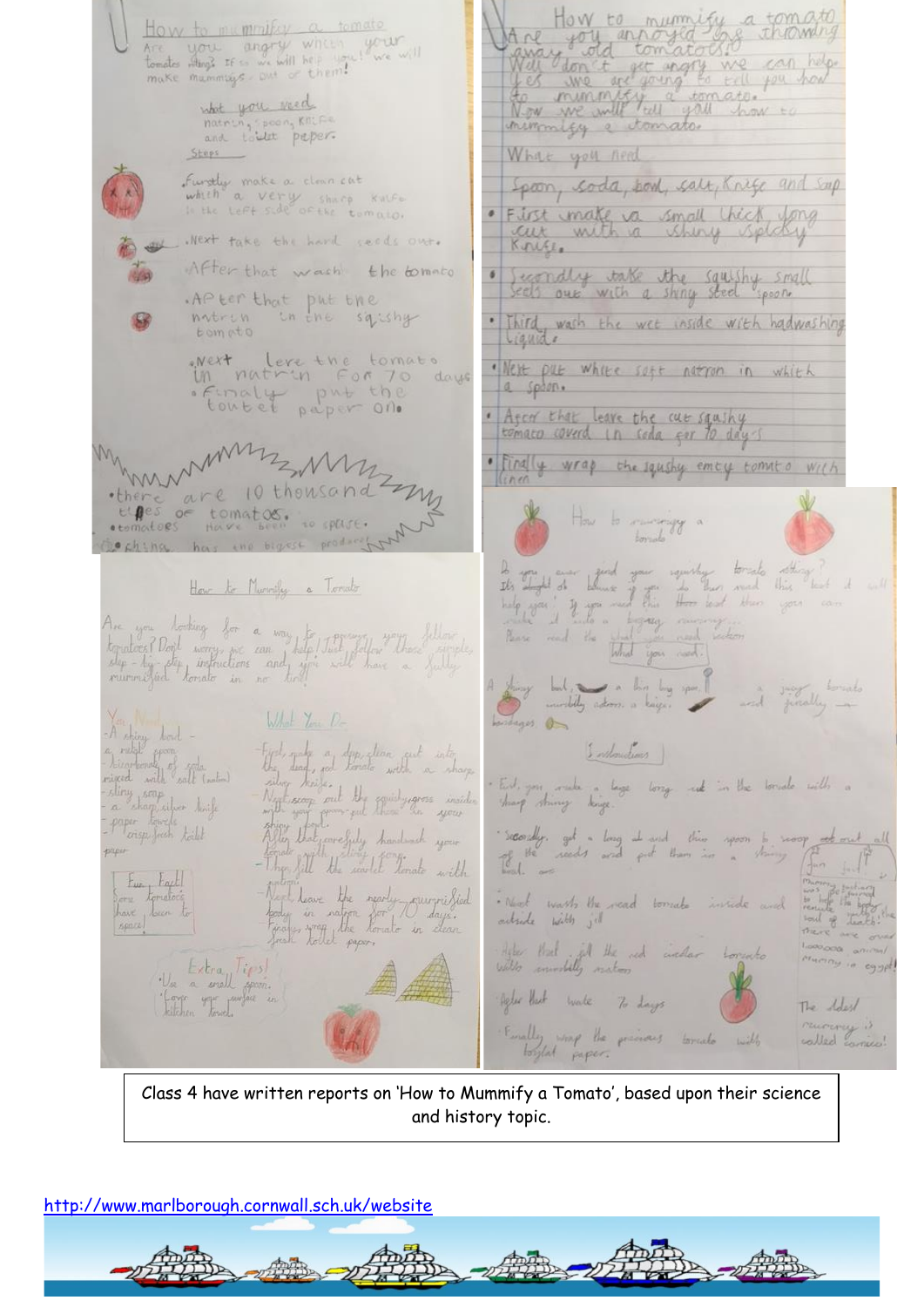## How to mummify a tomato

Are you angry when your tomates sting? If so we will help you! we will make mummys out of them!

What you need
natrun, spoon, knife and toilet peper.

Steps

- Firstly make a clean cut which a very sharp knife in the left side of the tomato.
- Next take the hard seeds out.
- After that wash the tomato
- After that put the natrun in the squshy tomato
- Next leve the tomato in natrun for 70 days
- Finaly put the toilet paper on.

- there are 10 thousand types of tomatoes.
- tomatoes have been to space.
- china has the biggest produce

## How to mummify a tomato

Are you annoyid by throwing away old tomatoes? Well don't get angry we can help. Yes we are going to tell you how to mummify a tomato. Now we will tell you how to mummify a tomato.

What you need

Spoon, soda, bowl, salt, Knife and Sop

- First make a small thick long cut with a shiny splcky knife.
- Secondly take the squishy small seeds out with a shiny steel spoon.
- Third wash the wet inside with hadwashing liquid.
- Next put white soft natron in which a spoon.
- After that leave the cut squshy tomato coverd in soda for 70 days.
- Finally wrap the squshy emty tomato with linen

## How to Mummify a Tomato

Are you looking for a way to preserve your fellow tomatoes? Don't worry, we can help! Just follow these simple, step-by-step instructions and you will have a fully mummified tomato in no time!

You Need:
- A shiny bowl
- a metal spoon
- bicarbonate of soda mixed with salt (natron)
- slimy soap
- a sharp silver knife
- paper towels
- crisp fresh toilet paper

What You Do:
- First, make a deep, clean cut into the dead, red tomato with a sharp silver knife.
- Next scoop out the squishy gross inside with your spoon - put those in your shiny bowl.
- After that carefully handwash your tomato with slimy soap.
- Then fill the scarlet tomato with natron.
- Next leave the nearly-mummified body in natron for 70 days.
- Finally wrap the tomato in clean fresh toilet paper.

Fun Fact!
Some tomatoes have been to space!

Extra Tips!
- Use a small spoon.
- Cover your surface in kitchen towel.

## How to mummify a tomato

Do you ever find your squishy tomato stinky? It's alright do believe if you do then read this book it will help you! If you read this then at least then you can make it into a lovely mummy... Please read the what you need section.

What you need.

A shiny bowl, a thin long spoon, a juicy tomato, crumbly natron, a knife, and finally bandages

Instructions

- First, you make a large long cut in the tomato with a sharp shiny knife.
- Secondly, get a long and thin spoon to scoop out all of the seeds and put them in a shiny bowl.
- Next wash the red tomato inside and outside with jill
- After that fill the red cheddar tomato with crumbly natron
- After that wait 70 days
- Finally wrap the precious tomato with toilet paper.

Fun fact!
Mummy factory was for making mummies to help the body to remain with the soul of death the there are over 1000000 animal Mummy in egypt!

The oldest mummy is called tomato!

Class 4 have written reports on 'How to Mummify a Tomato', based upon their science and history topic.

http://www.marlborough.cornwall.sch.uk/website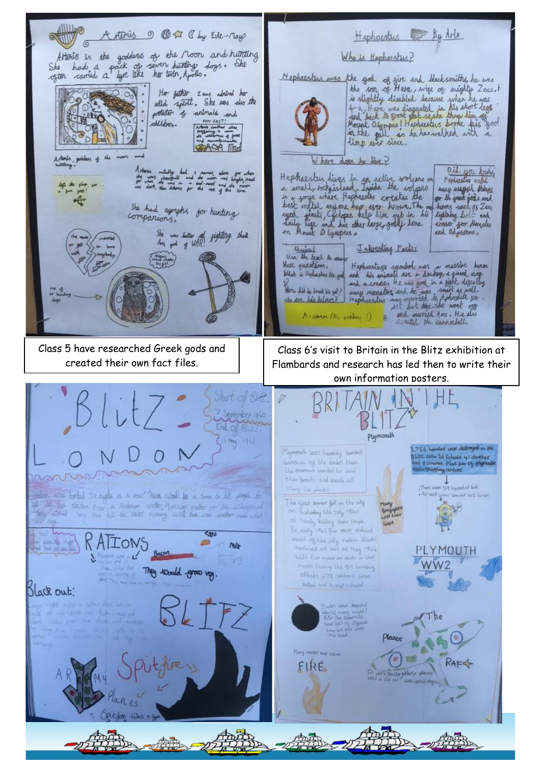Class 5 have researched Greek gods and created their own fact files.

Class 6's visit to Britain in the Blitz exhibition at Flambards and research has led then to write their own information posters.